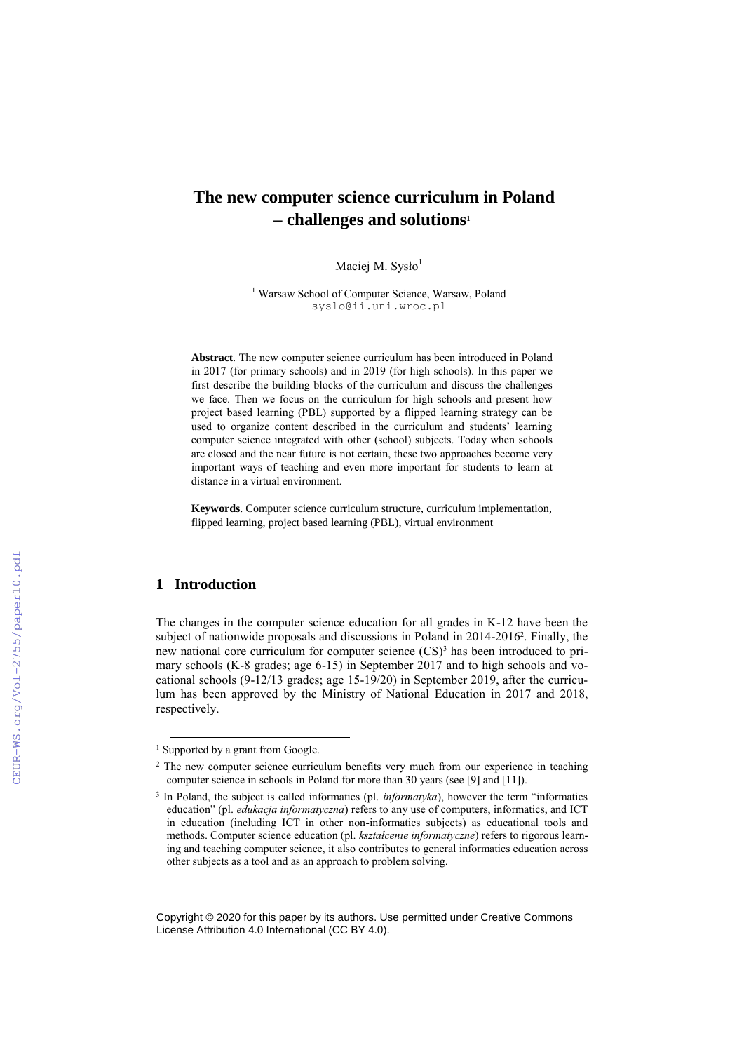# The new computer science curriculum in Poland – challenges and solutions[1]

Maciej M. Sysło[1]

[1] Warsaw School of Computer Science, Warsaw, Poland
syslo@ii.uni.wroc.pl

**Abstract**. The new computer science curriculum has been introduced in Poland in 2017 (for primary schools) and in 2019 (for high schools). In this paper we first describe the building blocks of the curriculum and discuss the challenges we face. Then we focus on the curriculum for high schools and present how project based learning (PBL) supported by a flipped learning strategy can be used to organize content described in the curriculum and students' learning computer science integrated with other (school) subjects. Today when schools are closed and the near future is not certain, these two approaches become very important ways of teaching and even more important for students to learn at distance in a virtual environment.

**Keywords**. Computer science curriculum structure, curriculum implementation, flipped learning, project based learning (PBL), virtual environment

## 1 Introduction

The changes in the computer science education for all grades in K-12 have been the subject of nationwide proposals and discussions in Poland in 2014-2016[2]. Finally, the new national core curriculum for computer science (CS)[3] has been introduced to primary schools (K-8 grades; age 6-15) in September 2017 and to high schools and vocational schools (9-12/13 grades; age 15-19/20) in September 2019, after the curriculum has been approved by the Ministry of National Education in 2017 and 2018, respectively.

[1] Supported by a grant from Google.

[2] The new computer science curriculum benefits very much from our experience in teaching computer science in schools in Poland for more than 30 years (see [9] and [11]).

[3] In Poland, the subject is called informatics (pl. *informatyka*), however the term "informatics education" (pl. *edukacja informatyczna*) refers to any use of computers, informatics, and ICT in education (including ICT in other non-informatics subjects) as educational tools and methods. Computer science education (pl. *kształcenie informatyczne*) refers to rigorous learning and teaching computer science, it also contributes to general informatics education across other subjects as a tool and as an approach to problem solving.

Copyright © 2020 for this paper by its authors. Use permitted under Creative Commons License Attribution 4.0 International (CC BY 4.0).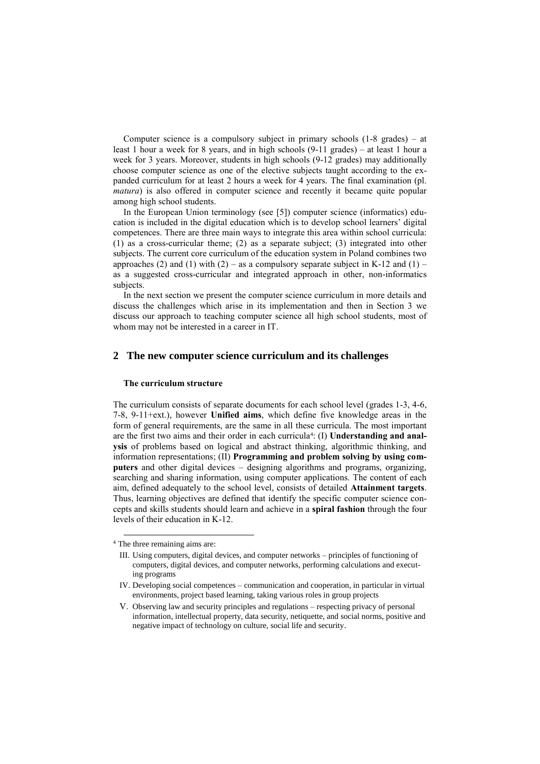Computer science is a compulsory subject in primary schools (1-8 grades) – at least 1 hour a week for 8 years, and in high schools (9-11 grades) – at least 1 hour a week for 3 years. Moreover, students in high schools (9-12 grades) may additionally choose computer science as one of the elective subjects taught according to the expanded curriculum for at least 2 hours a week for 4 years. The final examination (pl. *matura*) is also offered in computer science and recently it became quite popular among high school students.

In the European Union terminology (see [5]) computer science (informatics) education is included in the digital education which is to develop school learners' digital competences. There are three main ways to integrate this area within school curricula: (1) as a cross-curricular theme; (2) as a separate subject; (3) integrated into other subjects. The current core curriculum of the education system in Poland combines two approaches (2) and (1) with (2) – as a compulsory separate subject in K-12 and (1) – as a suggested cross-curricular and integrated approach in other, non-informatics subjects.

In the next section we present the computer science curriculum in more details and discuss the challenges which arise in its implementation and then in Section 3 we discuss our approach to teaching computer science all high school students, most of whom may not be interested in a career in IT.

## 2 The new computer science curriculum and its challenges

### The curriculum structure

The curriculum consists of separate documents for each school level (grades 1-3, 4-6, 7-8, 9-11+ext.), however **Unified aims**, which define five knowledge areas in the form of general requirements, are the same in all these curricula. The most important are the first two aims and their order in each curricula[4]: (I) **Understanding and analysis** of problems based on logical and abstract thinking, algorithmic thinking, and information representations; (II) **Programming and problem solving by using computers** and other digital devices – designing algorithms and programs, organizing, searching and sharing information, using computer applications. The content of each aim, defined adequately to the school level, consists of detailed **Attainment targets**. Thus, learning objectives are defined that identify the specific computer science concepts and skills students should learn and achieve in a **spiral fashion** through the four levels of their education in K-12.

[4] The three remaining aims are:

III. Using computers, digital devices, and computer networks – principles of functioning of computers, digital devices, and computer networks, performing calculations and executing programs

IV. Developing social competences – communication and cooperation, in particular in virtual environments, project based learning, taking various roles in group projects

V. Observing law and security principles and regulations – respecting privacy of personal information, intellectual property, data security, netiquette, and social norms, positive and negative impact of technology on culture, social life and security.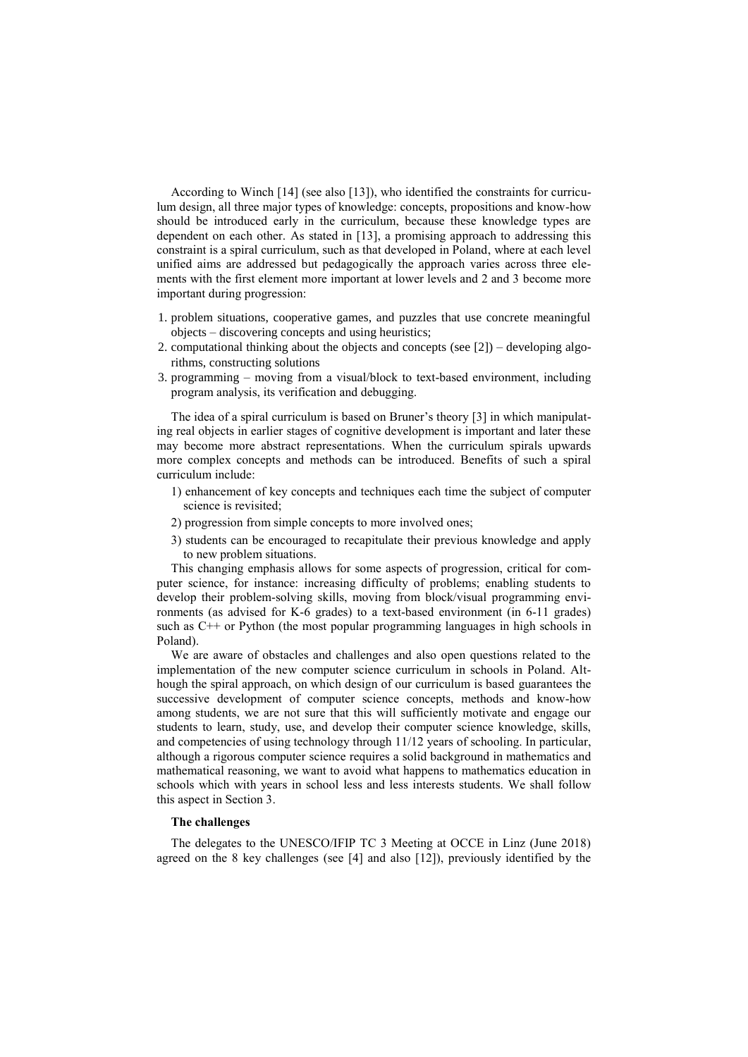According to Winch [14] (see also [13]), who identified the constraints for curriculum design, all three major types of knowledge: concepts, propositions and know-how should be introduced early in the curriculum, because these knowledge types are dependent on each other. As stated in [13], a promising approach to addressing this constraint is a spiral curriculum, such as that developed in Poland, where at each level unified aims are addressed but pedagogically the approach varies across three elements with the first element more important at lower levels and 2 and 3 become more important during progression:

1. problem situations, cooperative games, and puzzles that use concrete meaningful objects – discovering concepts and using heuristics;
2. computational thinking about the objects and concepts (see [2]) – developing algorithms, constructing solutions
3. programming – moving from a visual/block to text-based environment, including program analysis, its verification and debugging.

The idea of a spiral curriculum is based on Bruner's theory [3] in which manipulating real objects in earlier stages of cognitive development is important and later these may become more abstract representations. When the curriculum spirals upwards more complex concepts and methods can be introduced. Benefits of such a spiral curriculum include:

1) enhancement of key concepts and techniques each time the subject of computer science is revisited;

2) progression from simple concepts to more involved ones;

3) students can be encouraged to recapitulate their previous knowledge and apply to new problem situations.

This changing emphasis allows for some aspects of progression, critical for computer science, for instance: increasing difficulty of problems; enabling students to develop their problem-solving skills, moving from block/visual programming environments (as advised for K-6 grades) to a text-based environment (in 6-11 grades) such as C++ or Python (the most popular programming languages in high schools in Poland).

We are aware of obstacles and challenges and also open questions related to the implementation of the new computer science curriculum in schools in Poland. Although the spiral approach, on which design of our curriculum is based guarantees the successive development of computer science concepts, methods and know-how among students, we are not sure that this will sufficiently motivate and engage our students to learn, study, use, and develop their computer science knowledge, skills, and competencies of using technology through 11/12 years of schooling. In particular, although a rigorous computer science requires a solid background in mathematics and mathematical reasoning, we want to avoid what happens to mathematics education in schools which with years in school less and less interests students. We shall follow this aspect in Section 3.

**The challenges**

The delegates to the UNESCO/IFIP TC 3 Meeting at OCCE in Linz (June 2018) agreed on the 8 key challenges (see [4] and also [12]), previously identified by the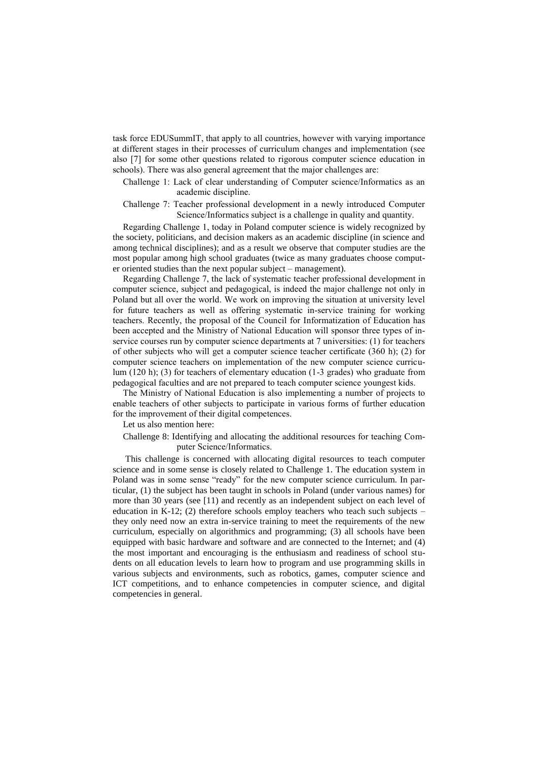task force EDUSummIT, that apply to all countries, however with varying importance at different stages in their processes of curriculum changes and implementation (see also [7] for some other questions related to rigorous computer science education in schools). There was also general agreement that the major challenges are:

Challenge 1: Lack of clear understanding of Computer science/Informatics as an academic discipline.

Challenge 7: Teacher professional development in a newly introduced Computer Science/Informatics subject is a challenge in quality and quantity.

Regarding Challenge 1, today in Poland computer science is widely recognized by the society, politicians, and decision makers as an academic discipline (in science and among technical disciplines); and as a result we observe that computer studies are the most popular among high school graduates (twice as many graduates choose computer oriented studies than the next popular subject – management).

Regarding Challenge 7, the lack of systematic teacher professional development in computer science, subject and pedagogical, is indeed the major challenge not only in Poland but all over the world. We work on improving the situation at university level for future teachers as well as offering systematic in-service training for working teachers. Recently, the proposal of the Council for Informatization of Education has been accepted and the Ministry of National Education will sponsor three types of in-service courses run by computer science departments at 7 universities: (1) for teachers of other subjects who will get a computer science teacher certificate (360 h); (2) for computer science teachers on implementation of the new computer science curriculum (120 h); (3) for teachers of elementary education (1-3 grades) who graduate from pedagogical faculties and are not prepared to teach computer science youngest kids.

The Ministry of National Education is also implementing a number of projects to enable teachers of other subjects to participate in various forms of further education for the improvement of their digital competences.

Let us also mention here:

Challenge 8: Identifying and allocating the additional resources for teaching Computer Science/Informatics.

This challenge is concerned with allocating digital resources to teach computer science and in some sense is closely related to Challenge 1. The education system in Poland was in some sense "ready" for the new computer science curriculum. In particular, (1) the subject has been taught in schools in Poland (under various names) for more than 30 years (see [11) and recently as an independent subject on each level of education in K-12; (2) therefore schools employ teachers who teach such subjects – they only need now an extra in-service training to meet the requirements of the new curriculum, especially on algorithmics and programming; (3) all schools have been equipped with basic hardware and software and are connected to the Internet; and (4) the most important and encouraging is the enthusiasm and readiness of school students on all education levels to learn how to program and use programming skills in various subjects and environments, such as robotics, games, computer science and ICT competitions, and to enhance competencies in computer science, and digital competencies in general.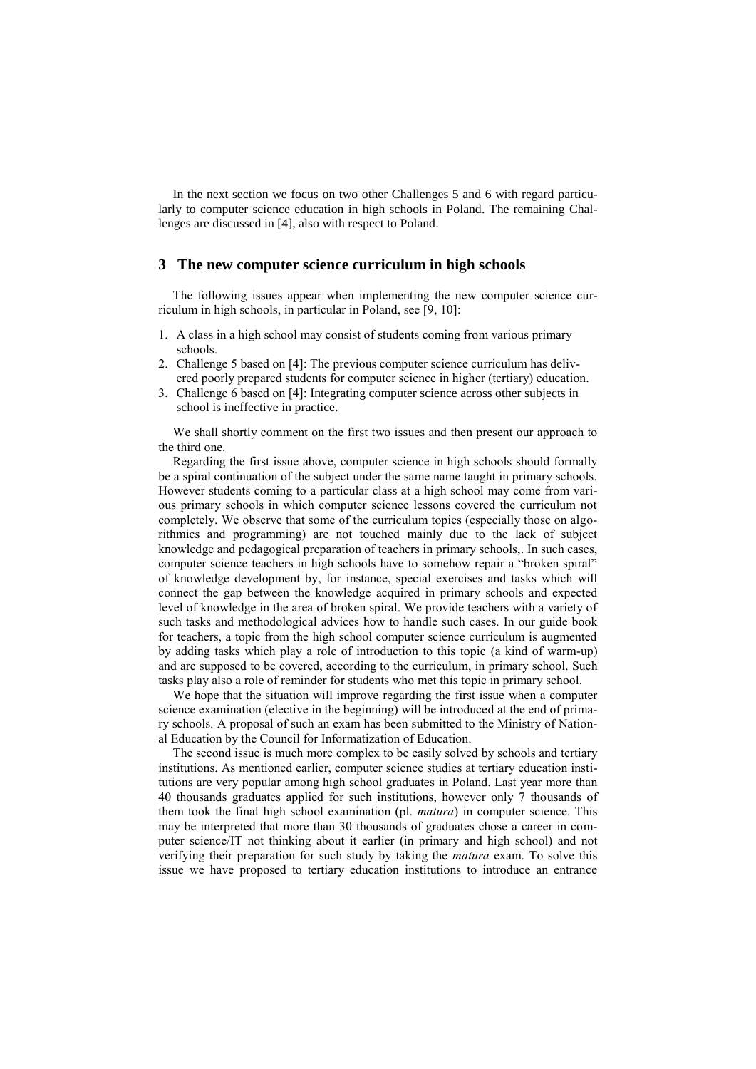In the next section we focus on two other Challenges 5 and 6 with regard particularly to computer science education in high schools in Poland. The remaining Challenges are discussed in [4], also with respect to Poland.

## 3 The new computer science curriculum in high schools

The following issues appear when implementing the new computer science curriculum in high schools, in particular in Poland, see [9, 10]:

1. A class in a high school may consist of students coming from various primary schools.
2. Challenge 5 based on [4]: The previous computer science curriculum has delivered poorly prepared students for computer science in higher (tertiary) education.
3. Challenge 6 based on [4]: Integrating computer science across other subjects in school is ineffective in practice.

We shall shortly comment on the first two issues and then present our approach to the third one.

Regarding the first issue above, computer science in high schools should formally be a spiral continuation of the subject under the same name taught in primary schools. However students coming to a particular class at a high school may come from various primary schools in which computer science lessons covered the curriculum not completely. We observe that some of the curriculum topics (especially those on algorithmics and programming) are not touched mainly due to the lack of subject knowledge and pedagogical preparation of teachers in primary schools,. In such cases, computer science teachers in high schools have to somehow repair a "broken spiral" of knowledge development by, for instance, special exercises and tasks which will connect the gap between the knowledge acquired in primary schools and expected level of knowledge in the area of broken spiral. We provide teachers with a variety of such tasks and methodological advices how to handle such cases. In our guide book for teachers, a topic from the high school computer science curriculum is augmented by adding tasks which play a role of introduction to this topic (a kind of warm-up) and are supposed to be covered, according to the curriculum, in primary school. Such tasks play also a role of reminder for students who met this topic in primary school.

We hope that the situation will improve regarding the first issue when a computer science examination (elective in the beginning) will be introduced at the end of primary schools. A proposal of such an exam has been submitted to the Ministry of National Education by the Council for Informatization of Education.

The second issue is much more complex to be easily solved by schools and tertiary institutions. As mentioned earlier, computer science studies at tertiary education institutions are very popular among high school graduates in Poland. Last year more than 40 thousands graduates applied for such institutions, however only 7 thousands of them took the final high school examination (pl. *matura*) in computer science. This may be interpreted that more than 30 thousands of graduates chose a career in computer science/IT not thinking about it earlier (in primary and high school) and not verifying their preparation for such study by taking the *matura* exam. To solve this issue we have proposed to tertiary education institutions to introduce an entrance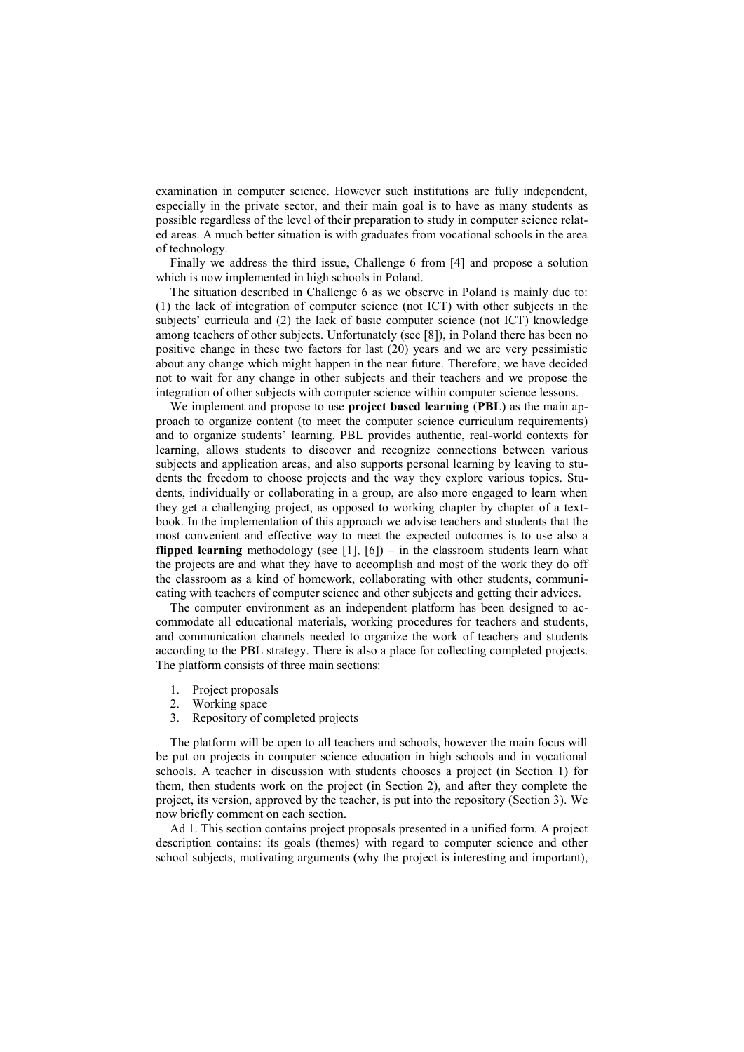examination in computer science. However such institutions are fully independent, especially in the private sector, and their main goal is to have as many students as possible regardless of the level of their preparation to study in computer science related areas. A much better situation is with graduates from vocational schools in the area of technology.

Finally we address the third issue, Challenge 6 from [4] and propose a solution which is now implemented in high schools in Poland.

The situation described in Challenge 6 as we observe in Poland is mainly due to: (1) the lack of integration of computer science (not ICT) with other subjects in the subjects' curricula and (2) the lack of basic computer science (not ICT) knowledge among teachers of other subjects. Unfortunately (see [8]), in Poland there has been no positive change in these two factors for last (20) years and we are very pessimistic about any change which might happen in the near future. Therefore, we have decided not to wait for any change in other subjects and their teachers and we propose the integration of other subjects with computer science within computer science lessons.

We implement and propose to use **project based learning** (**PBL**) as the main approach to organize content (to meet the computer science curriculum requirements) and to organize students' learning. PBL provides authentic, real-world contexts for learning, allows students to discover and recognize connections between various subjects and application areas, and also supports personal learning by leaving to students the freedom to choose projects and the way they explore various topics. Students, individually or collaborating in a group, are also more engaged to learn when they get a challenging project, as opposed to working chapter by chapter of a textbook. In the implementation of this approach we advise teachers and students that the most convenient and effective way to meet the expected outcomes is to use also a **flipped learning** methodology (see [1], [6]) – in the classroom students learn what the projects are and what they have to accomplish and most of the work they do off the classroom as a kind of homework, collaborating with other students, communicating with teachers of computer science and other subjects and getting their advices.

The computer environment as an independent platform has been designed to accommodate all educational materials, working procedures for teachers and students, and communication channels needed to organize the work of teachers and students according to the PBL strategy. There is also a place for collecting completed projects. The platform consists of three main sections:

1. Project proposals
2. Working space
3. Repository of completed projects

The platform will be open to all teachers and schools, however the main focus will be put on projects in computer science education in high schools and in vocational schools. A teacher in discussion with students chooses a project (in Section 1) for them, then students work on the project (in Section 2), and after they complete the project, its version, approved by the teacher, is put into the repository (Section 3). We now briefly comment on each section.

Ad 1. This section contains project proposals presented in a unified form. A project description contains: its goals (themes) with regard to computer science and other school subjects, motivating arguments (why the project is interesting and important),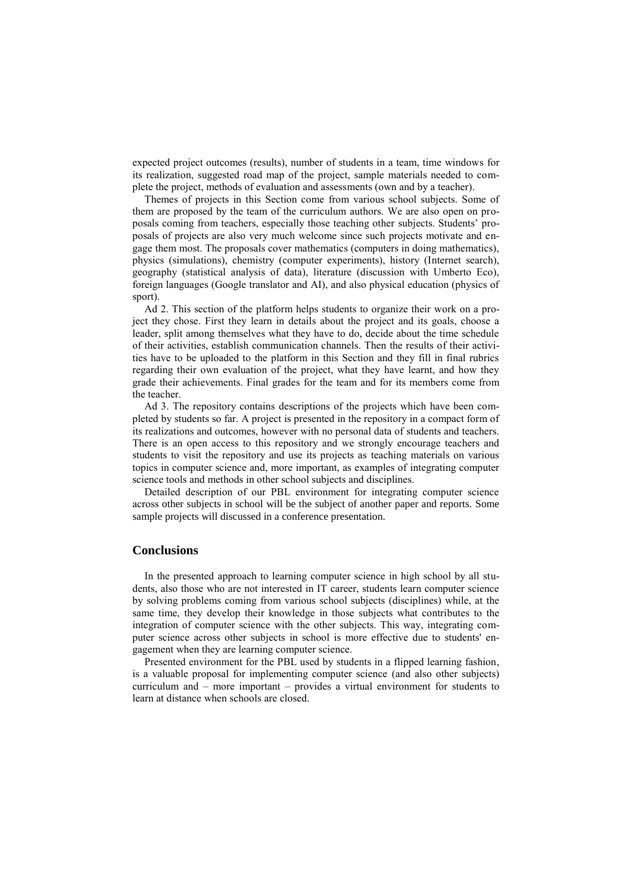expected project outcomes (results), number of students in a team, time windows for its realization, suggested road map of the project, sample materials needed to complete the project, methods of evaluation and assessments (own and by a teacher).

Themes of projects in this Section come from various school subjects. Some of them are proposed by the team of the curriculum authors. We are also open on proposals coming from teachers, especially those teaching other subjects. Students' proposals of projects are also very much welcome since such projects motivate and engage them most. The proposals cover mathematics (computers in doing mathematics), physics (simulations), chemistry (computer experiments), history (Internet search), geography (statistical analysis of data), literature (discussion with Umberto Eco), foreign languages (Google translator and AI), and also physical education (physics of sport).

Ad 2. This section of the platform helps students to organize their work on a project they chose. First they learn in details about the project and its goals, choose a leader, split among themselves what they have to do, decide about the time schedule of their activities, establish communication channels. Then the results of their activities have to be uploaded to the platform in this Section and they fill in final rubrics regarding their own evaluation of the project, what they have learnt, and how they grade their achievements. Final grades for the team and for its members come from the teacher.

Ad 3. The repository contains descriptions of the projects which have been completed by students so far. A project is presented in the repository in a compact form of its realizations and outcomes, however with no personal data of students and teachers. There is an open access to this repository and we strongly encourage teachers and students to visit the repository and use its projects as teaching materials on various topics in computer science and, more important, as examples of integrating computer science tools and methods in other school subjects and disciplines.

Detailed description of our PBL environment for integrating computer science across other subjects in school will be the subject of another paper and reports. Some sample projects will discussed in a conference presentation.

## Conclusions

In the presented approach to learning computer science in high school by all students, also those who are not interested in IT career, students learn computer science by solving problems coming from various school subjects (disciplines) while, at the same time, they develop their knowledge in those subjects what contributes to the integration of computer science with the other subjects. This way, integrating computer science across other subjects in school is more effective due to students' engagement when they are learning computer science.

Presented environment for the PBL used by students in a flipped learning fashion, is a valuable proposal for implementing computer science (and also other subjects) curriculum and – more important – provides a virtual environment for students to learn at distance when schools are closed.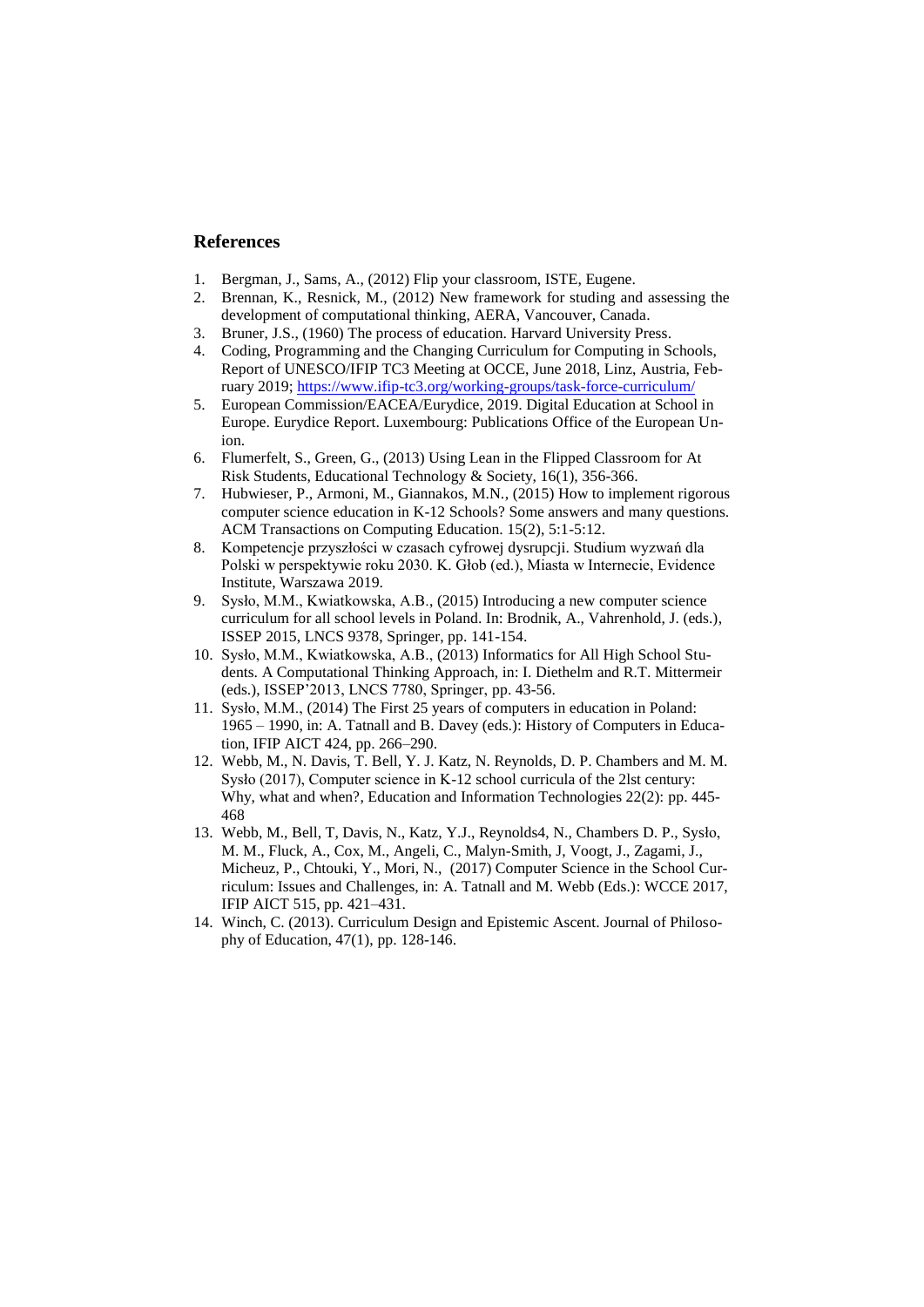## References

1. Bergman, J., Sams, A., (2012) Flip your classroom, ISTE, Eugene.
2. Brennan, K., Resnick, M., (2012) New framework for studing and assessing the development of computational thinking, AERA, Vancouver, Canada.
3. Bruner, J.S., (1960) The process of education. Harvard University Press.
4. Coding, Programming and the Changing Curriculum for Computing in Schools, Report of UNESCO/IFIP TC3 Meeting at OCCE, June 2018, Linz, Austria, February 2019; https://www.ifip-tc3.org/working-groups/task-force-curriculum/
5. European Commission/EACEA/Eurydice, 2019. Digital Education at School in Europe. Eurydice Report. Luxembourg: Publications Office of the European Union.
6. Flumerfelt, S., Green, G., (2013) Using Lean in the Flipped Classroom for At Risk Students, Educational Technology & Society, 16(1), 356-366.
7. Hubwieser, P., Armoni, M., Giannakos, M.N., (2015) How to implement rigorous computer science education in K-12 Schools? Some answers and many questions. ACM Transactions on Computing Education. 15(2), 5:1-5:12.
8. Kompetencje przyszłości w czasach cyfrowej dysrupcji. Studium wyzwań dla Polski w perspektywie roku 2030. K. Głob (ed.), Miasta w Internecie, Evidence Institute, Warszawa 2019.
9. Sysło, M.M., Kwiatkowska, A.B., (2015) Introducing a new computer science curriculum for all school levels in Poland. In: Brodnik, A., Vahrenhold, J. (eds.), ISSEP 2015, LNCS 9378, Springer, pp. 141-154.
10. Sysło, M.M., Kwiatkowska, A.B., (2013) Informatics for All High School Students. A Computational Thinking Approach, in: I. Diethelm and R.T. Mittermeir (eds.), ISSEP'2013, LNCS 7780, Springer, pp. 43-56.
11. Sysło, M.M., (2014) The First 25 years of computers in education in Poland: 1965 – 1990, in: A. Tatnall and B. Davey (eds.): History of Computers in Education, IFIP AICT 424, pp. 266–290.
12. Webb, M., N. Davis, T. Bell, Y. J. Katz, N. Reynolds, D. P. Chambers and M. M. Sysło (2017), Computer science in K-12 school curricula of the 2lst century: Why, what and when?, Education and Information Technologies 22(2): pp. 445-468
13. Webb, M., Bell, T, Davis, N., Katz, Y.J., Reynolds4, N., Chambers D. P., Sysło, M. M., Fluck, A., Cox, M., Angeli, C., Malyn-Smith, J, Voogt, J., Zagami, J., Micheuz, P., Chtouki, Y., Mori, N., (2017) Computer Science in the School Curriculum: Issues and Challenges, in: A. Tatnall and M. Webb (Eds.): WCCE 2017, IFIP AICT 515, pp. 421–431.
14. Winch, C. (2013). Curriculum Design and Epistemic Ascent. Journal of Philosophy of Education, 47(1), pp. 128-146.